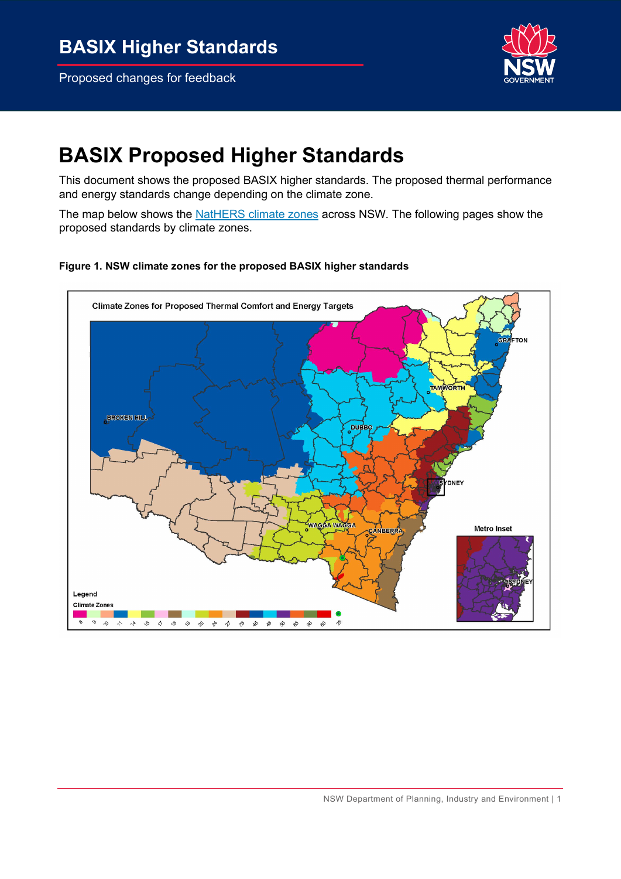# BASIX Higher Standards

Proposed changes for feedback

# BASIX Proposed Higher Standards

This document shows the proposed BASIX higher standards. The proposed thermal performance and energy standards change depending on the climate zone.

The map below shows the NatHERS climate zones across NSW. The following pages show the proposed standards by climate zones.

**Figure 1. NSW climate zones for the proposed BASIX higher standards**

Climate Zones for Proposed Thermal Comfort and Energy Targets

GRAFTON

TAMWORTH

BROKEN HILL

DUBBO

SYDNEY

WAGGA WAGGA

CANBERRA

Metro Inset

SYDNEY

Legend

Climate Zones

8 9 10 11 14 15 17 18 19 20 24 27 28 46 48 56 65 66 69 25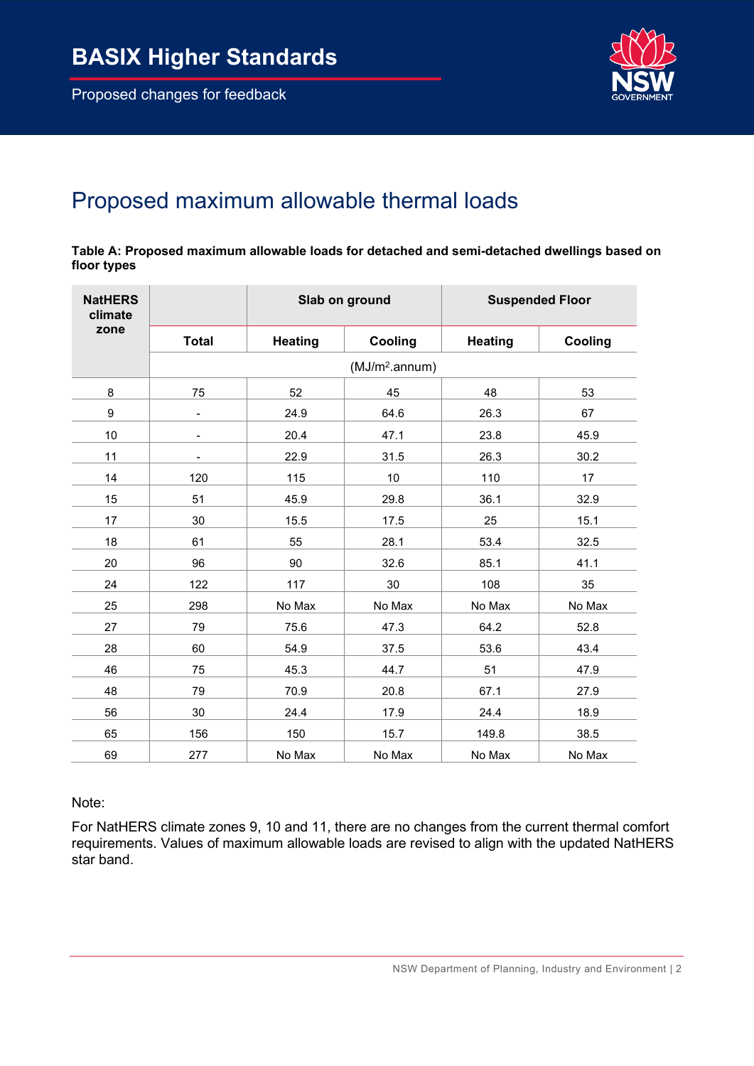# Proposed maximum allowable thermal loads

**Table A: Proposed maximum allowable loads for detached and semi-detached dwellings based on floor types**

| NatHERS climate zone | | Slab on ground | | Suspended Floor | |
|---|---|---|---|---|---|
| | Total | Heating | Cooling | Heating | Cooling |
| | (MJ/m$^2$.annum) | | | | |
| 8 | 75 | 52 | 45 | 48 | 53 |
| 9 | - | 24.9 | 64.6 | 26.3 | 67 |
| 10 | - | 20.4 | 47.1 | 23.8 | 45.9 |
| 11 | - | 22.9 | 31.5 | 26.3 | 30.2 |
| 14 | 120 | 115 | 10 | 110 | 17 |
| 15 | 51 | 45.9 | 29.8 | 36.1 | 32.9 |
| 17 | 30 | 15.5 | 17.5 | 25 | 15.1 |
| 18 | 61 | 55 | 28.1 | 53.4 | 32.5 |
| 20 | 96 | 90 | 32.6 | 85.1 | 41.1 |
| 24 | 122 | 117 | 30 | 108 | 35 |
| 25 | 298 | No Max | No Max | No Max | No Max |
| 27 | 79 | 75.6 | 47.3 | 64.2 | 52.8 |
| 28 | 60 | 54.9 | 37.5 | 53.6 | 43.4 |
| 46 | 75 | 45.3 | 44.7 | 51 | 47.9 |
| 48 | 79 | 70.9 | 20.8 | 67.1 | 27.9 |
| 56 | 30 | 24.4 | 17.9 | 24.4 | 18.9 |
| 65 | 156 | 150 | 15.7 | 149.8 | 38.5 |
| 69 | 277 | No Max | No Max | No Max | No Max |

Note:

For NatHERS climate zones 9, 10 and 11, there are no changes from the current thermal comfort requirements. Values of maximum allowable loads are revised to align with the updated NatHERS star band.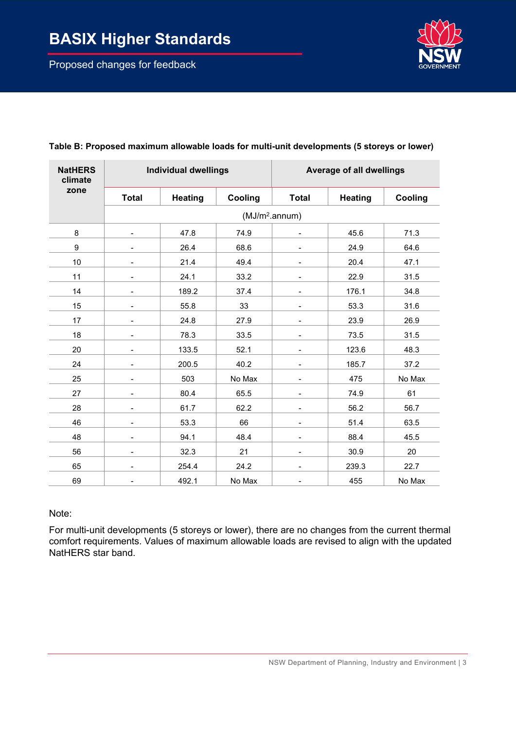**Table B: Proposed maximum allowable loads for multi-unit developments (5 storeys or lower)**

| NatHERS climate zone | Individual dwellings | | | Average of all dwellings | | |
|---|---|---|---|---|---|---|
| | Total | Heating | Cooling | Total | Heating | Cooling |
| | (MJ/m².annum) | | | | | |
| 8 | - | 47.8 | 74.9 | - | 45.6 | 71.3 |
| 9 | - | 26.4 | 68.6 | - | 24.9 | 64.6 |
| 10 | - | 21.4 | 49.4 | - | 20.4 | 47.1 |
| 11 | - | 24.1 | 33.2 | - | 22.9 | 31.5 |
| 14 | - | 189.2 | 37.4 | - | 176.1 | 34.8 |
| 15 | - | 55.8 | 33 | - | 53.3 | 31.6 |
| 17 | - | 24.8 | 27.9 | - | 23.9 | 26.9 |
| 18 | - | 78.3 | 33.5 | - | 73.5 | 31.5 |
| 20 | - | 133.5 | 52.1 | - | 123.6 | 48.3 |
| 24 | - | 200.5 | 40.2 | - | 185.7 | 37.2 |
| 25 | - | 503 | No Max | - | 475 | No Max |
| 27 | - | 80.4 | 65.5 | - | 74.9 | 61 |
| 28 | - | 61.7 | 62.2 | - | 56.2 | 56.7 |
| 46 | - | 53.3 | 66 | - | 51.4 | 63.5 |
| 48 | - | 94.1 | 48.4 | - | 88.4 | 45.5 |
| 56 | - | 32.3 | 21 | - | 30.9 | 20 |
| 65 | - | 254.4 | 24.2 | - | 239.3 | 22.7 |
| 69 | - | 492.1 | No Max | - | 455 | No Max |

Note:

For multi-unit developments (5 storeys or lower), there are no changes from the current thermal comfort requirements. Values of maximum allowable loads are revised to align with the updated NatHERS star band.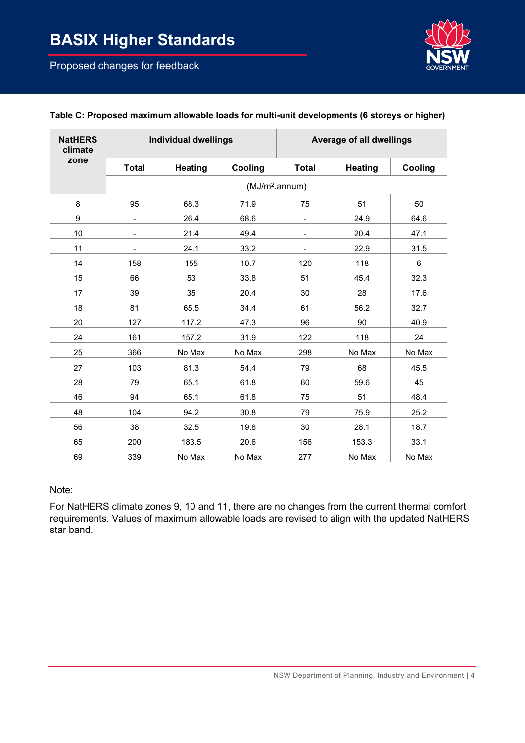**Table C: Proposed maximum allowable loads for multi-unit developments (6 storeys or higher)**

| NatHERS climate zone | Individual dwellings | | | Average of all dwellings | | |
|---|---|---|---|---|---|---|
| | Total | Heating | Cooling | Total | Heating | Cooling |
| | (MJ/m$^2$.annum) | | | | | |
| 8 | 95 | 68.3 | 71.9 | 75 | 51 | 50 |
| 9 | - | 26.4 | 68.6 | - | 24.9 | 64.6 |
| 10 | - | 21.4 | 49.4 | - | 20.4 | 47.1 |
| 11 | - | 24.1 | 33.2 | - | 22.9 | 31.5 |
| 14 | 158 | 155 | 10.7 | 120 | 118 | 6 |
| 15 | 66 | 53 | 33.8 | 51 | 45.4 | 32.3 |
| 17 | 39 | 35 | 20.4 | 30 | 28 | 17.6 |
| 18 | 81 | 65.5 | 34.4 | 61 | 56.2 | 32.7 |
| 20 | 127 | 117.2 | 47.3 | 96 | 90 | 40.9 |
| 24 | 161 | 157.2 | 31.9 | 122 | 118 | 24 |
| 25 | 366 | No Max | No Max | 298 | No Max | No Max |
| 27 | 103 | 81.3 | 54.4 | 79 | 68 | 45.5 |
| 28 | 79 | 65.1 | 61.8 | 60 | 59.6 | 45 |
| 46 | 94 | 65.1 | 61.8 | 75 | 51 | 48.4 |
| 48 | 104 | 94.2 | 30.8 | 79 | 75.9 | 25.2 |
| 56 | 38 | 32.5 | 19.8 | 30 | 28.1 | 18.7 |
| 65 | 200 | 183.5 | 20.6 | 156 | 153.3 | 33.1 |
| 69 | 339 | No Max | No Max | 277 | No Max | No Max |

Note:

For NatHERS climate zones 9, 10 and 11, there are no changes from the current thermal comfort requirements. Values of maximum allowable loads are revised to align with the updated NatHERS star band.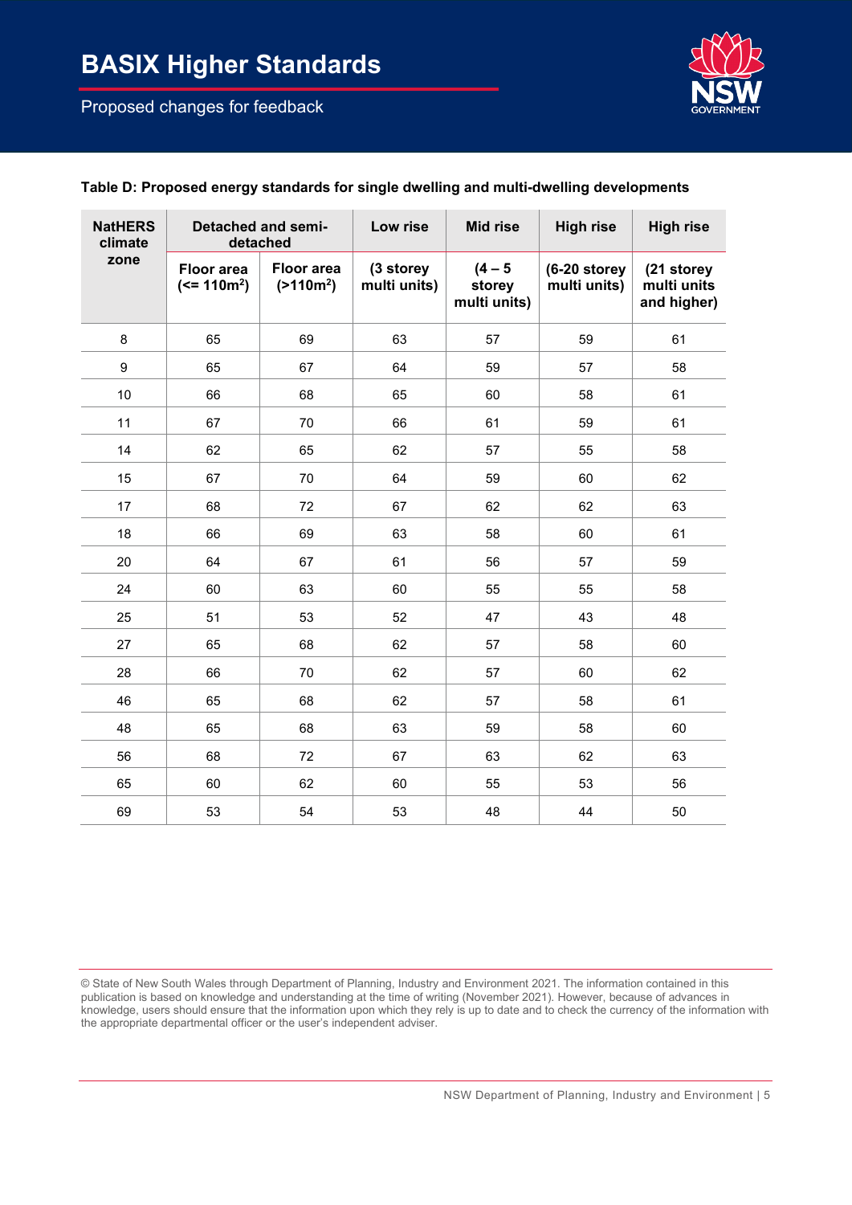**Table D: Proposed energy standards for single dwelling and multi-dwelling developments**

| NatHERS climate zone | Detached and semi-detached | | Low rise | Mid rise | High rise | High rise |
|---|---|---|---|---|---|---|
| | Floor area (<= 110m²) | Floor area (>110m²) | (3 storey multi units) | (4 – 5 storey multi units) | (6-20 storey multi units) | (21 storey multi units and higher) |
| 8 | 65 | 69 | 63 | 57 | 59 | 61 |
| 9 | 65 | 67 | 64 | 59 | 57 | 58 |
| 10 | 66 | 68 | 65 | 60 | 58 | 61 |
| 11 | 67 | 70 | 66 | 61 | 59 | 61 |
| 14 | 62 | 65 | 62 | 57 | 55 | 58 |
| 15 | 67 | 70 | 64 | 59 | 60 | 62 |
| 17 | 68 | 72 | 67 | 62 | 62 | 63 |
| 18 | 66 | 69 | 63 | 58 | 60 | 61 |
| 20 | 64 | 67 | 61 | 56 | 57 | 59 |
| 24 | 60 | 63 | 60 | 55 | 55 | 58 |
| 25 | 51 | 53 | 52 | 47 | 43 | 48 |
| 27 | 65 | 68 | 62 | 57 | 58 | 60 |
| 28 | 66 | 70 | 62 | 57 | 60 | 62 |
| 46 | 65 | 68 | 62 | 57 | 58 | 61 |
| 48 | 65 | 68 | 63 | 59 | 58 | 60 |
| 56 | 68 | 72 | 67 | 63 | 62 | 63 |
| 65 | 60 | 62 | 60 | 55 | 53 | 56 |
| 69 | 53 | 54 | 53 | 48 | 44 | 50 |

© State of New South Wales through Department of Planning, Industry and Environment 2021. The information contained in this publication is based on knowledge and understanding at the time of writing (November 2021). However, because of advances in knowledge, users should ensure that the information upon which they rely is up to date and to check the currency of the information with the appropriate departmental officer or the user's independent adviser.